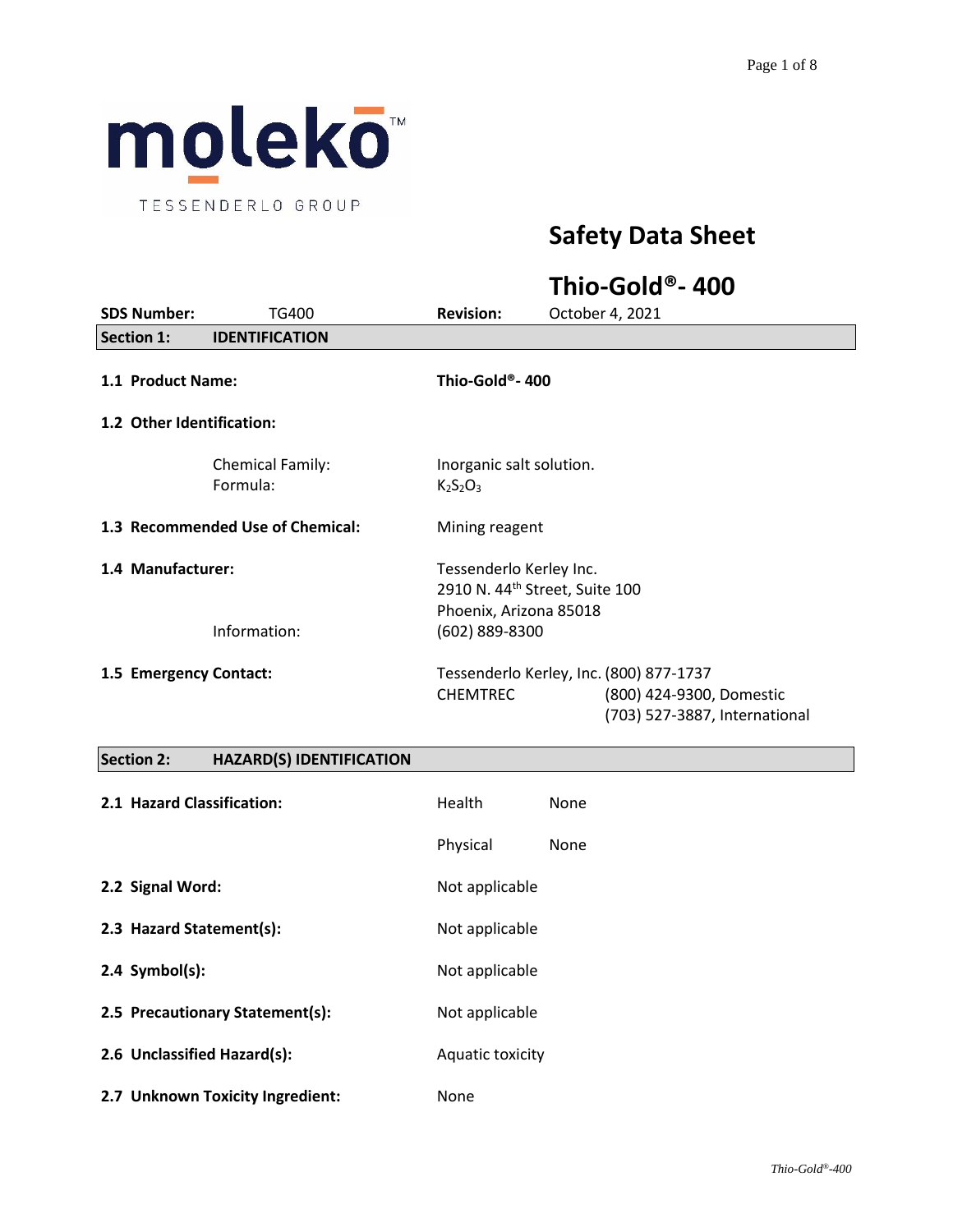moleko™
TESSENDERLO GROUP

# Safety Data Sheet

# Thio-Gold®- 400

**SDS Number:** TG400 **Revision:** October 4, 2021

## Section 1: IDENTIFICATION

**1.1 Product Name:** **Thio-Gold®- 400**

**1.2 Other Identification:**

Chemical Family: Inorganic salt solution.
Formula: $K_2S_2O_3$

**1.3 Recommended Use of Chemical:** Mining reagent

**1.4 Manufacturer:** Tessenderlo Kerley Inc.
2910 N. 44th Street, Suite 100
Phoenix, Arizona 85018
Information: (602) 889-8300

**1.5 Emergency Contact:** Tessenderlo Kerley, Inc. (800) 877-1737
CHEMTREC (800) 424-9300, Domestic
(703) 527-3887, International

## Section 2: HAZARD(S) IDENTIFICATION

**2.1 Hazard Classification:** Health None
Physical None

**2.2 Signal Word:** Not applicable

**2.3 Hazard Statement(s):** Not applicable

**2.4 Symbol(s):** Not applicable

**2.5 Precautionary Statement(s):** Not applicable

**2.6 Unclassified Hazard(s):** Aquatic toxicity

**2.7 Unknown Toxicity Ingredient:** None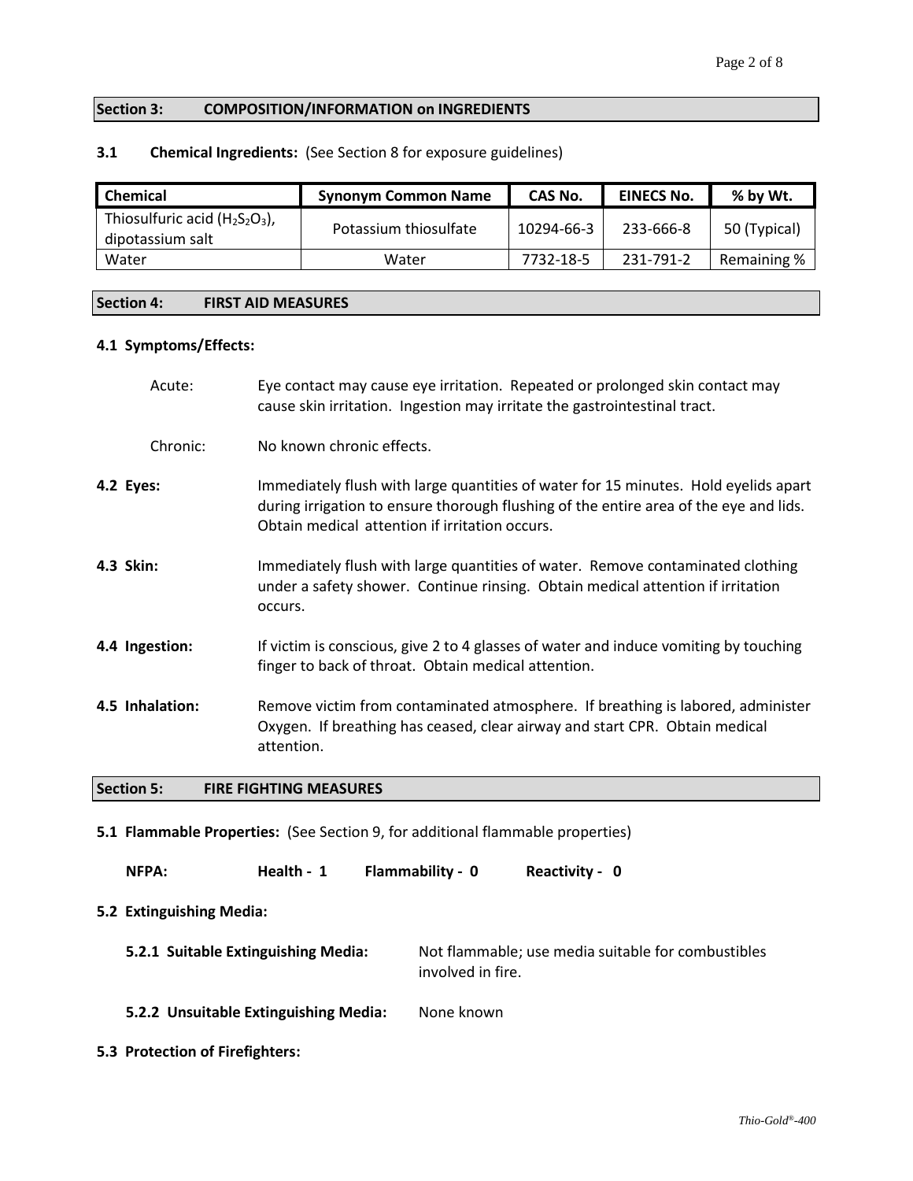## Section 3: COMPOSITION/INFORMATION on INGREDIENTS

**3.1 Chemical Ingredients:** (See Section 8 for exposure guidelines)

| Chemical | Synonym Common Name | CAS No. | EINECS No. | % by Wt. |
|---|---|---|---|---|
| Thiosulfuric acid ($H_2S_2O_3$), dipotassium salt | Potassium thiosulfate | 10294-66-3 | 233-666-8 | 50 (Typical) |
| Water | Water | 7732-18-5 | 231-791-2 | Remaining % |

## Section 4: FIRST AID MEASURES

**4.1 Symptoms/Effects:**

Acute: Eye contact may cause eye irritation. Repeated or prolonged skin contact may cause skin irritation. Ingestion may irritate the gastrointestinal tract.

Chronic: No known chronic effects.

**4.2 Eyes:** Immediately flush with large quantities of water for 15 minutes. Hold eyelids apart during irrigation to ensure thorough flushing of the entire area of the eye and lids. Obtain medical attention if irritation occurs.

**4.3 Skin:** Immediately flush with large quantities of water. Remove contaminated clothing under a safety shower. Continue rinsing. Obtain medical attention if irritation occurs.

**4.4 Ingestion:** If victim is conscious, give 2 to 4 glasses of water and induce vomiting by touching finger to back of throat. Obtain medical attention.

**4.5 Inhalation:** Remove victim from contaminated atmosphere. If breathing is labored, administer Oxygen. If breathing has ceased, clear airway and start CPR. Obtain medical attention.

## Section 5: FIRE FIGHTING MEASURES

**5.1 Flammable Properties:** (See Section 9, for additional flammable properties)

**NFPA:** **Health - 1** **Flammability - 0** **Reactivity - 0**

**5.2 Extinguishing Media:**

**5.2.1 Suitable Extinguishing Media:** Not flammable; use media suitable for combustibles involved in fire.

**5.2.2 Unsuitable Extinguishing Media:** None known

**5.3 Protection of Firefighters:**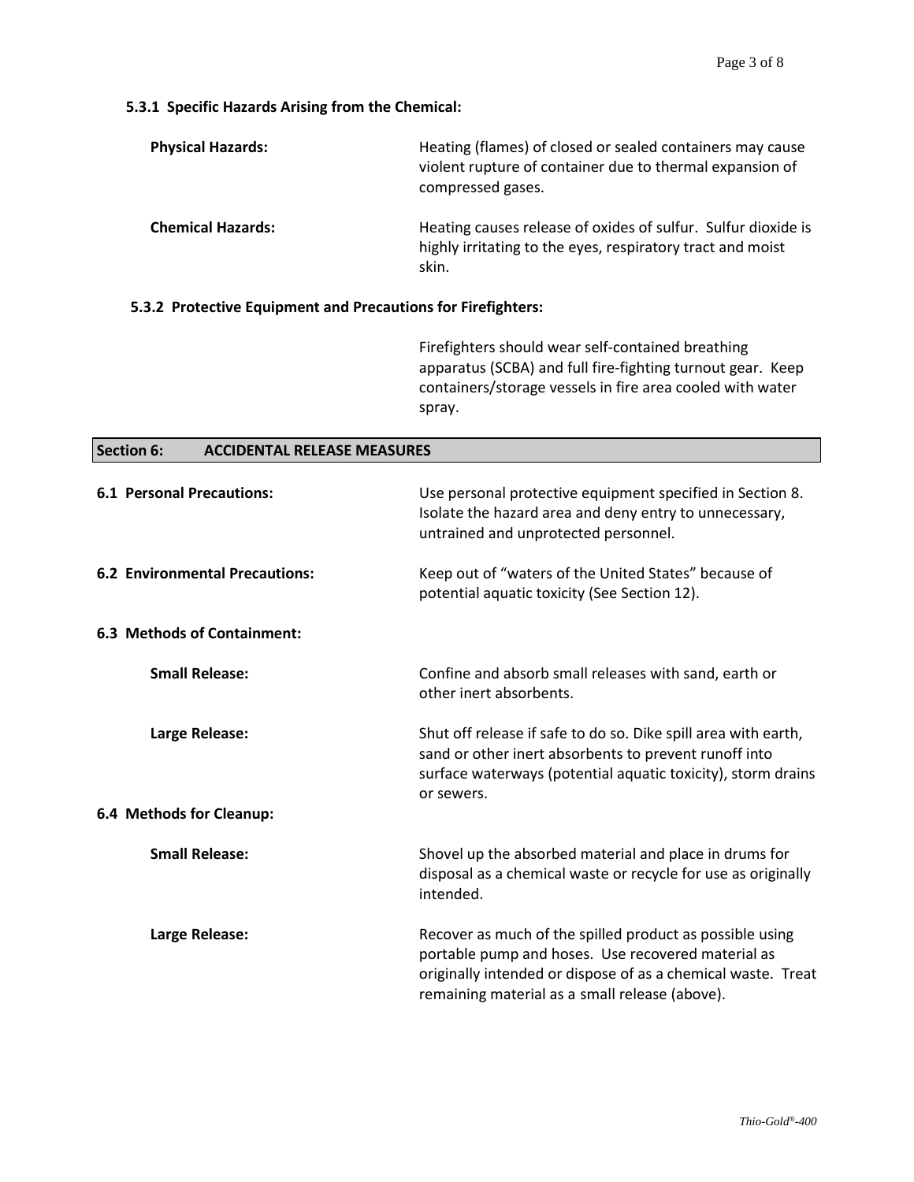### 5.3.1 Specific Hazards Arising from the Chemical:

**Physical Hazards:** Heating (flames) of closed or sealed containers may cause violent rupture of container due to thermal expansion of compressed gases.

**Chemical Hazards:** Heating causes release of oxides of sulfur. Sulfur dioxide is highly irritating to the eyes, respiratory tract and moist skin.

### 5.3.2 Protective Equipment and Precautions for Firefighters:

Firefighters should wear self-contained breathing apparatus (SCBA) and full fire-fighting turnout gear. Keep containers/storage vessels in fire area cooled with water spray.

## Section 6: ACCIDENTAL RELEASE MEASURES

**6.1 Personal Precautions:** Use personal protective equipment specified in Section 8. Isolate the hazard area and deny entry to unnecessary, untrained and unprotected personnel.

**6.2 Environmental Precautions:** Keep out of "waters of the United States" because of potential aquatic toxicity (See Section 12).

**6.3 Methods of Containment:**

**Small Release:** Confine and absorb small releases with sand, earth or other inert absorbents.

**Large Release:** Shut off release if safe to do so. Dike spill area with earth, sand or other inert absorbents to prevent runoff into surface waterways (potential aquatic toxicity), storm drains or sewers.

**6.4 Methods for Cleanup:**

**Small Release:** Shovel up the absorbed material and place in drums for disposal as a chemical waste or recycle for use as originally intended.

**Large Release:** Recover as much of the spilled product as possible using portable pump and hoses. Use recovered material as originally intended or dispose of as a chemical waste. Treat remaining material as a small release (above).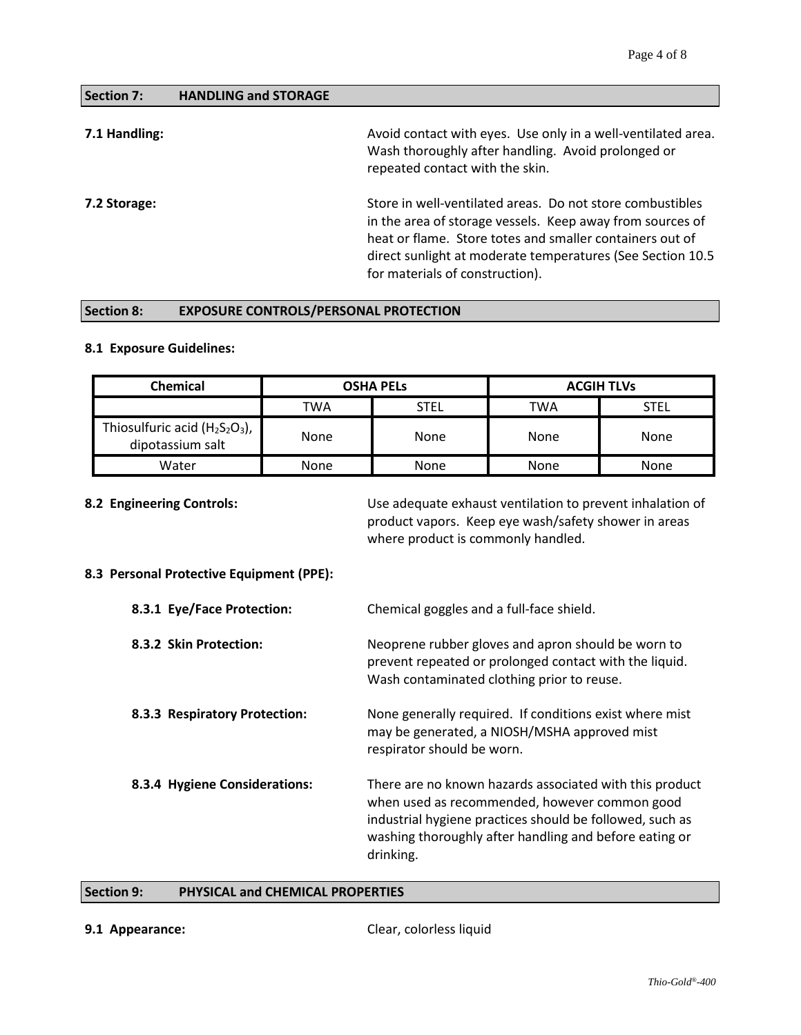## Section 7: HANDLING and STORAGE

**7.1 Handling:** Avoid contact with eyes. Use only in a well-ventilated area. Wash thoroughly after handling. Avoid prolonged or repeated contact with the skin.

**7.2 Storage:** Store in well-ventilated areas. Do not store combustibles in the area of storage vessels. Keep away from sources of heat or flame. Store totes and smaller containers out of direct sunlight at moderate temperatures (See Section 10.5 for materials of construction).

## Section 8: EXPOSURE CONTROLS/PERSONAL PROTECTION

### 8.1 Exposure Guidelines:

| Chemical | OSHA PELs | | ACGIH TLVs | |
|---|---|---|---|---|
| | TWA | STEL | TWA | STEL |
| Thiosulfuric acid ($H_2S_2O_3$), dipotassium salt | None | None | None | None |
| Water | None | None | None | None |

**8.2 Engineering Controls:** Use adequate exhaust ventilation to prevent inhalation of product vapors. Keep eye wash/safety shower in areas where product is commonly handled.

### 8.3 Personal Protective Equipment (PPE):

**8.3.1 Eye/Face Protection:** Chemical goggles and a full-face shield.

**8.3.2 Skin Protection:** Neoprene rubber gloves and apron should be worn to prevent repeated or prolonged contact with the liquid. Wash contaminated clothing prior to reuse.

**8.3.3 Respiratory Protection:** None generally required. If conditions exist where mist may be generated, a NIOSH/MSHA approved mist respirator should be worn.

**8.3.4 Hygiene Considerations:** There are no known hazards associated with this product when used as recommended, however common good industrial hygiene practices should be followed, such as washing thoroughly after handling and before eating or drinking.

## Section 9: PHYSICAL and CHEMICAL PROPERTIES

**9.1 Appearance:** Clear, colorless liquid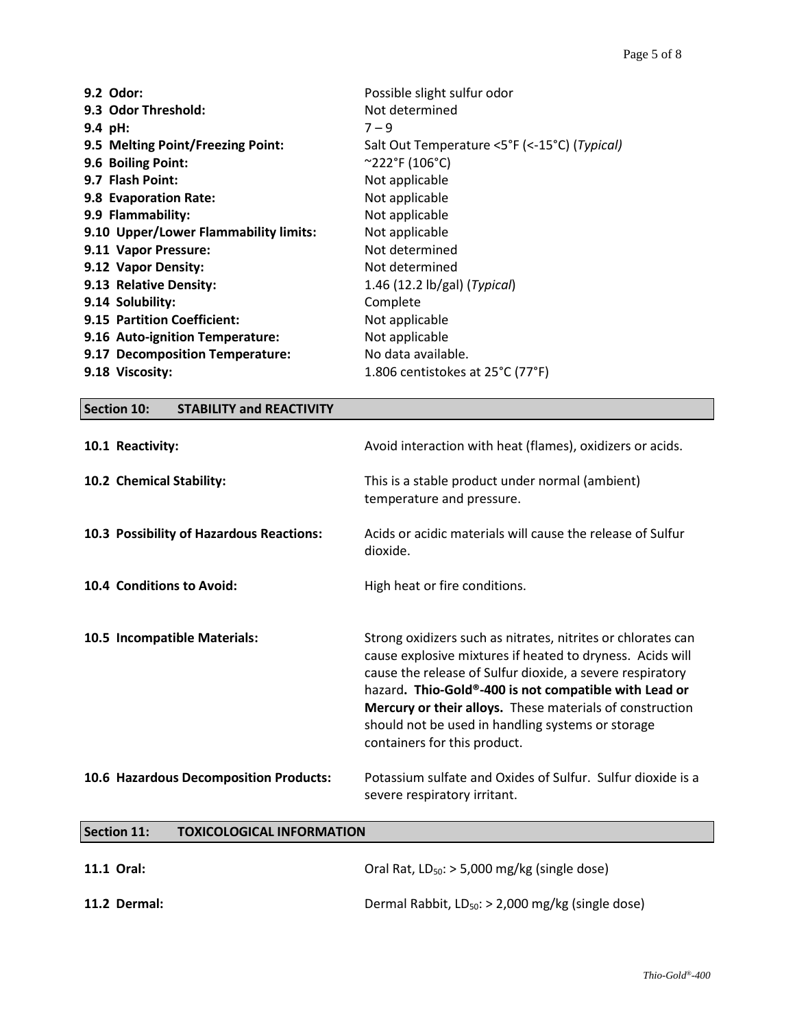| | |
|---|---|
| **9.2 Odor:** | Possible slight sulfur odor |
| **9.3 Odor Threshold:** | Not determined |
| **9.4 pH:** | 7 – 9 |
| **9.5 Melting Point/Freezing Point:** | Salt Out Temperature <5°F (<-15°C) (*Typical)* |
| **9.6 Boiling Point:** | ~222°F (106°C) |
| **9.7 Flash Point:** | Not applicable |
| **9.8 Evaporation Rate:** | Not applicable |
| **9.9 Flammability:** | Not applicable |
| **9.10 Upper/Lower Flammability limits:** | Not applicable |
| **9.11 Vapor Pressure:** | Not determined |
| **9.12 Vapor Density:** | Not determined |
| **9.13 Relative Density:** | 1.46 (12.2 lb/gal) (*Typical*) |
| **9.14 Solubility:** | Complete |
| **9.15 Partition Coefficient:** | Not applicable |
| **9.16 Auto-ignition Temperature:** | Not applicable |
| **9.17 Decomposition Temperature:** | No data available. |
| **9.18 Viscosity:** | 1.806 centistokes at 25°C (77°F) |

## Section 10: STABILITY and REACTIVITY

| | |
|---|---|
| **10.1 Reactivity:** | Avoid interaction with heat (flames), oxidizers or acids. |
| **10.2 Chemical Stability:** | This is a stable product under normal (ambient) temperature and pressure. |
| **10.3 Possibility of Hazardous Reactions:** | Acids or acidic materials will cause the release of Sulfur dioxide. |
| **10.4 Conditions to Avoid:** | High heat or fire conditions. |
| **10.5 Incompatible Materials:** | Strong oxidizers such as nitrates, nitrites or chlorates can cause explosive mixtures if heated to dryness. Acids will cause the release of Sulfur dioxide, a severe respiratory hazard**. Thio-Gold®-400 is not compatible with Lead or Mercury or their alloys.** These materials of construction should not be used in handling systems or storage containers for this product. |
| **10.6 Hazardous Decomposition Products:** | Potassium sulfate and Oxides of Sulfur. Sulfur dioxide is a severe respiratory irritant. |

## Section 11: TOXICOLOGICAL INFORMATION

| | |
|---|---|
| **11.1 Oral:** | Oral Rat, $LD_{50}$: > 5,000 mg/kg (single dose) |
| **11.2 Dermal:** | Dermal Rabbit, $LD_{50}$: > 2,000 mg/kg (single dose) |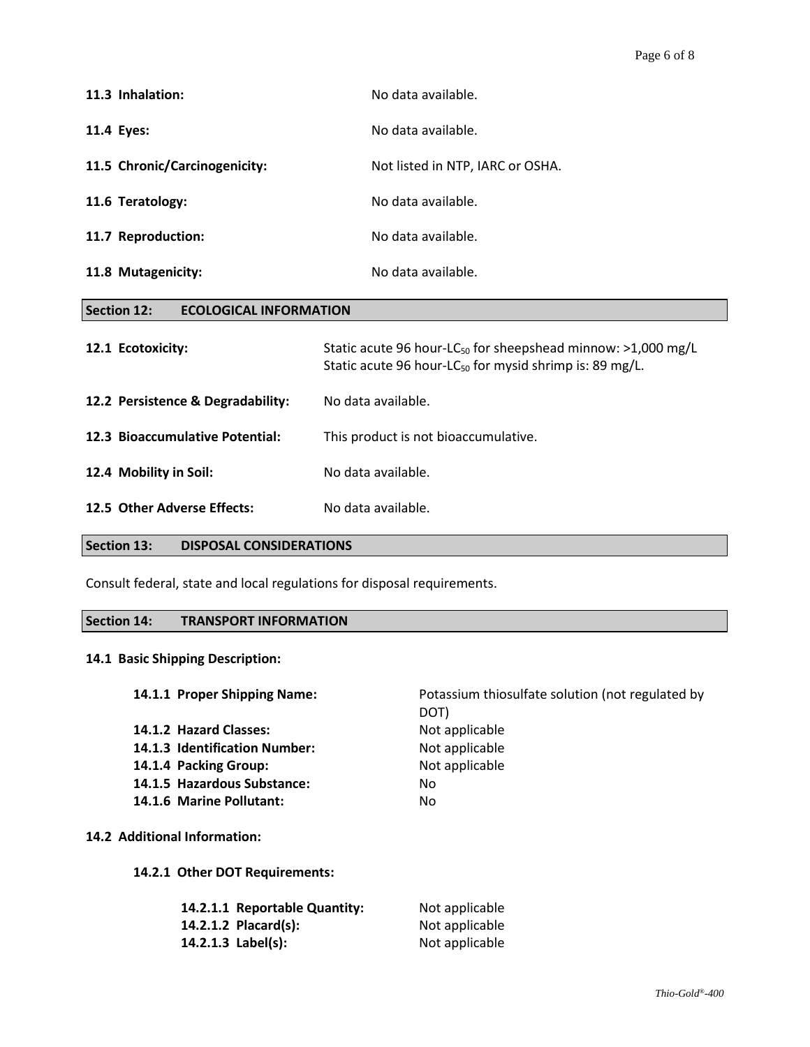**11.3 Inhalation:** No data available.

**11.4 Eyes:** No data available.

**11.5 Chronic/Carcinogenicity:** Not listed in NTP, IARC or OSHA.

**11.6 Teratology:** No data available.

**11.7 Reproduction:** No data available.

**11.8 Mutagenicity:** No data available.

## Section 12: ECOLOGICAL INFORMATION

**12.1 Ecotoxicity:** Static acute 96 hour-$LC_{50}$ for sheepshead minnow: >1,000 mg/L
Static acute 96 hour-$LC_{50}$ for mysid shrimp is: 89 mg/L.

**12.2 Persistence & Degradability:** No data available.

**12.3 Bioaccumulative Potential:** This product is not bioaccumulative.

**12.4 Mobility in Soil:** No data available.

**12.5 Other Adverse Effects:** No data available.

## Section 13: DISPOSAL CONSIDERATIONS

Consult federal, state and local regulations for disposal requirements.

## Section 14: TRANSPORT INFORMATION

**14.1 Basic Shipping Description:**

**14.1.1 Proper Shipping Name:** Potassium thiosulfate solution (not regulated by DOT)
**14.1.2 Hazard Classes:** Not applicable
**14.1.3 Identification Number:** Not applicable
**14.1.4 Packing Group:** Not applicable
**14.1.5 Hazardous Substance:** No
**14.1.6 Marine Pollutant:** No

**14.2 Additional Information:**

**14.2.1 Other DOT Requirements:**

**14.2.1.1 Reportable Quantity:** Not applicable
**14.2.1.2 Placard(s):** Not applicable
**14.2.1.3 Label(s):** Not applicable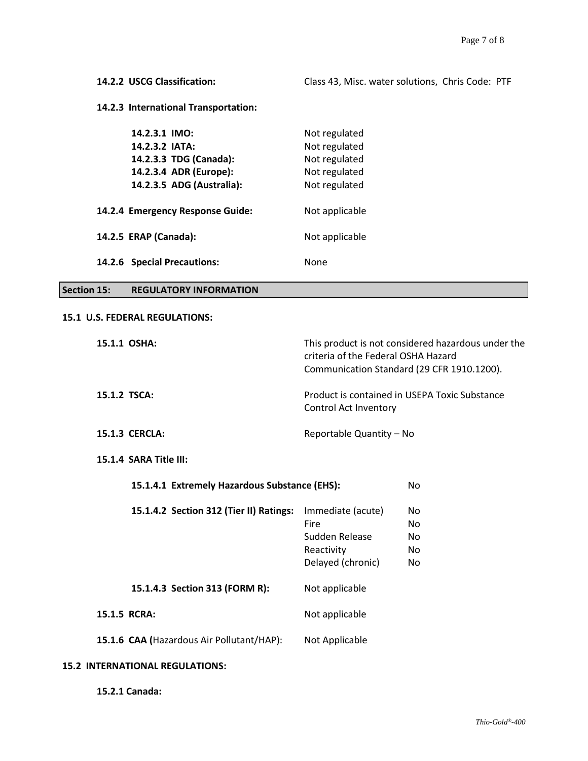**14.2.2 USCG Classification:** Class 43, Misc. water solutions, Chris Code: PTF

**14.2.3 International Transportation:**

| | |
|---|---|
| **14.2.3.1 IMO:** | Not regulated |
| **14.2.3.2 IATA:** | Not regulated |
| **14.2.3.3 TDG (Canada):** | Not regulated |
| **14.2.3.4 ADR (Europe):** | Not regulated |
| **14.2.3.5 ADG (Australia):** | Not regulated |

**14.2.4 Emergency Response Guide:** Not applicable

**14.2.5 ERAP (Canada):** Not applicable

**14.2.6 Special Precautions:** None

## Section 15: REGULATORY INFORMATION

### 15.1 U.S. FEDERAL REGULATIONS:

**15.1.1 OSHA:** This product is not considered hazardous under the criteria of the Federal OSHA Hazard Communication Standard (29 CFR 1910.1200).

**15.1.2 TSCA:** Product is contained in USEPA Toxic Substance Control Act Inventory

**15.1.3 CERCLA:** Reportable Quantity – No

**15.1.4 SARA Title III:**

**15.1.4.1 Extremely Hazardous Substance (EHS):** No

**15.1.4.2 Section 312 (Tier II) Ratings:**

| | |
|---|---|
| Immediate (acute) | No |
| Fire | No |
| Sudden Release | No |
| Reactivity | No |
| Delayed (chronic) | No |

**15.1.4.3 Section 313 (FORM R):** Not applicable

**15.1.5 RCRA:** Not applicable

**15.1.6 CAA (**Hazardous Air Pollutant/HAP): Not Applicable

### 15.2 INTERNATIONAL REGULATIONS:

**15.2.1 Canada:**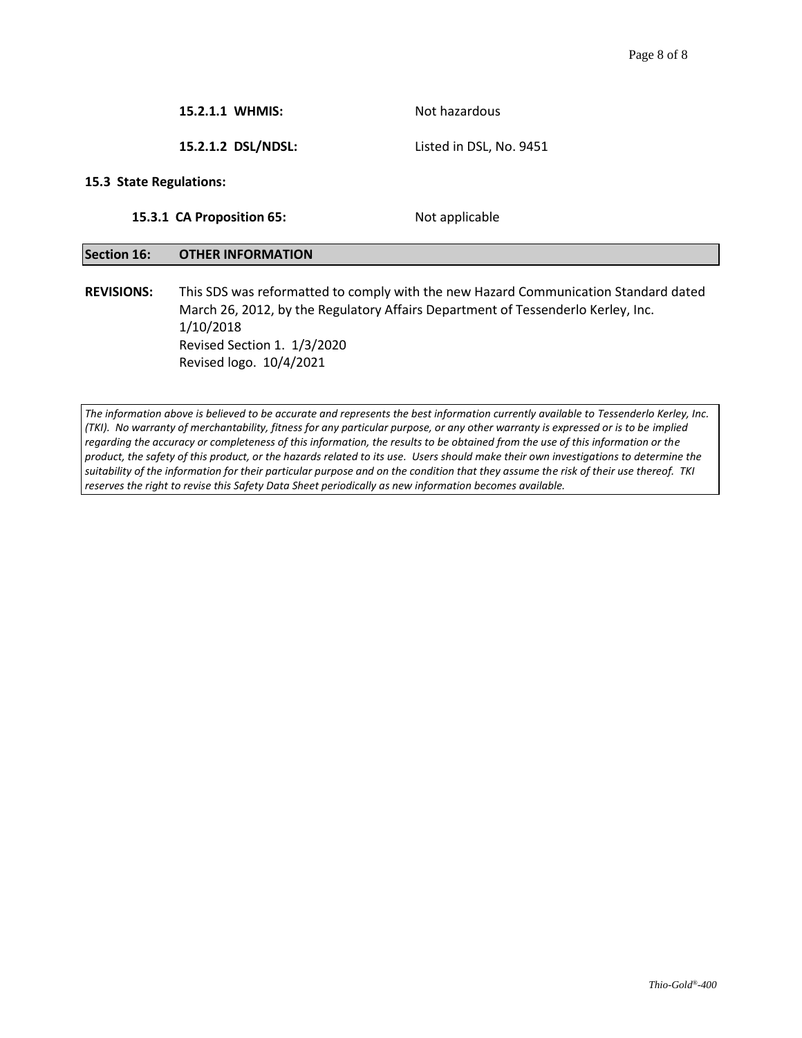**15.2.1.1 WHMIS:** Not hazardous

**15.2.1.2 DSL/NDSL:** Listed in DSL, No. 9451

**15.3 State Regulations:**

**15.3.1 CA Proposition 65:** Not applicable

## Section 16: OTHER INFORMATION

**REVISIONS:** This SDS was reformatted to comply with the new Hazard Communication Standard dated March 26, 2012, by the Regulatory Affairs Department of Tessenderlo Kerley, Inc. 1/10/2018
Revised Section 1. 1/3/2020
Revised logo. 10/4/2021

*The information above is believed to be accurate and represents the best information currently available to Tessenderlo Kerley, Inc. (TKI). No warranty of merchantability, fitness for any particular purpose, or any other warranty is expressed or is to be implied regarding the accuracy or completeness of this information, the results to be obtained from the use of this information or the product, the safety of this product, or the hazards related to its use. Users should make their own investigations to determine the suitability of the information for their particular purpose and on the condition that they assume the risk of their use thereof. TKI reserves the right to revise this Safety Data Sheet periodically as new information becomes available.*